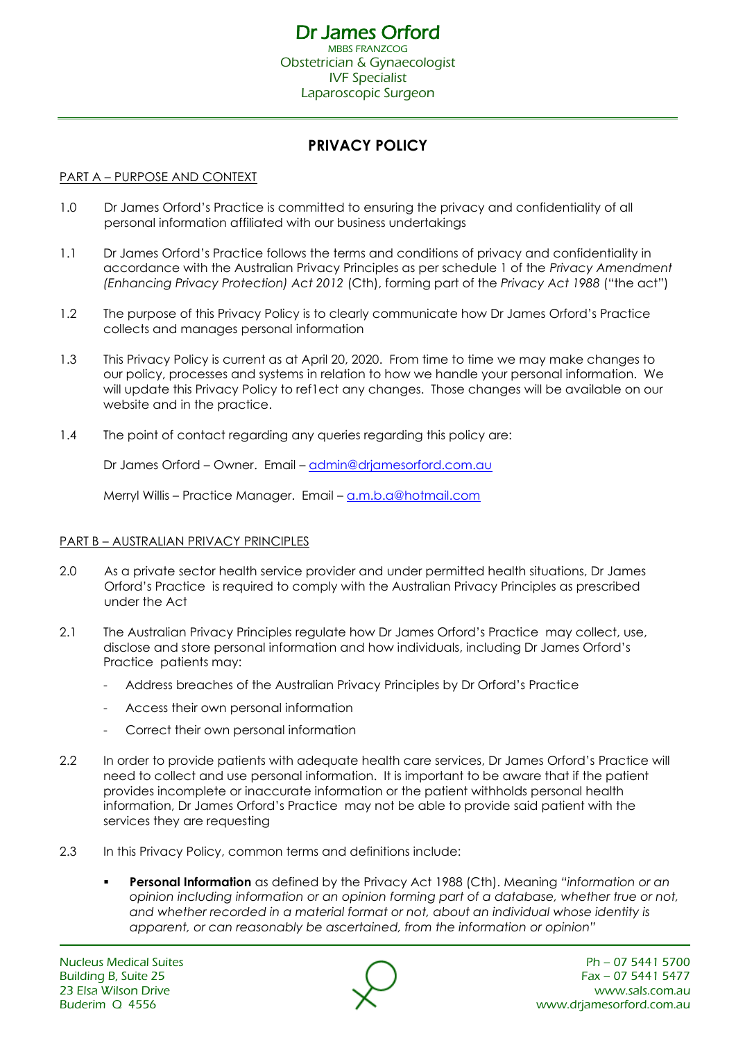# Dr James Orford

MBBS FRANZCOG
Obstetrician & Gynaecologist
IVF Specialist
Laparoscopic Surgeon

## PRIVACY POLICY

### PART A – PURPOSE AND CONTEXT

1.0 Dr James Orford's Practice is committed to ensuring the privacy and confidentiality of all personal information affiliated with our business undertakings

1.1 Dr James Orford's Practice follows the terms and conditions of privacy and confidentiality in accordance with the Australian Privacy Principles as per schedule 1 of the *Privacy Amendment (Enhancing Privacy Protection) Act 2012* (Cth), forming part of the *Privacy Act 1988* ("the act")

1.2 The purpose of this Privacy Policy is to clearly communicate how Dr James Orford's Practice collects and manages personal information

1.3 This Privacy Policy is current as at April 20, 2020. From time to time we may make changes to our policy, processes and systems in relation to how we handle your personal information. We will update this Privacy Policy to ref1ect any changes. Those changes will be available on our website and in the practice.

1.4 The point of contact regarding any queries regarding this policy are:

Dr James Orford – Owner. Email – admin@drjamesorford.com.au

Merryl Willis – Practice Manager. Email – a.m.b.a@hotmail.com

### PART B – AUSTRALIAN PRIVACY PRINCIPLES

2.0 As a private sector health service provider and under permitted health situations, Dr James Orford's Practice is required to comply with the Australian Privacy Principles as prescribed under the Act

2.1 The Australian Privacy Principles regulate how Dr James Orford's Practice may collect, use, disclose and store personal information and how individuals, including Dr James Orford's Practice patients may:

- Address breaches of the Australian Privacy Principles by Dr Orford's Practice
- Access their own personal information
- Correct their own personal information

2.2 In order to provide patients with adequate health care services, Dr James Orford's Practice will need to collect and use personal information. It is important to be aware that if the patient provides incomplete or inaccurate information or the patient withholds personal health information, Dr James Orford's Practice may not be able to provide said patient with the services they are requesting

2.3 In this Privacy Policy, common terms and definitions include:

- **Personal Information** as defined by the Privacy Act 1988 (Cth). Meaning *"information or an opinion including information or an opinion forming part of a database, whether true or not, and whether recorded in a material format or not, about an individual whose identity is apparent, or can reasonably be ascertained, from the information or opinion"*

Nucleus Medical Suites
Building B, Suite 25
23 Elsa Wilson Drive
Buderim Q 4556

Ph – 07 5441 5700
Fax – 07 5441 5477
www.sals.com.au
www.drjamesorford.com.au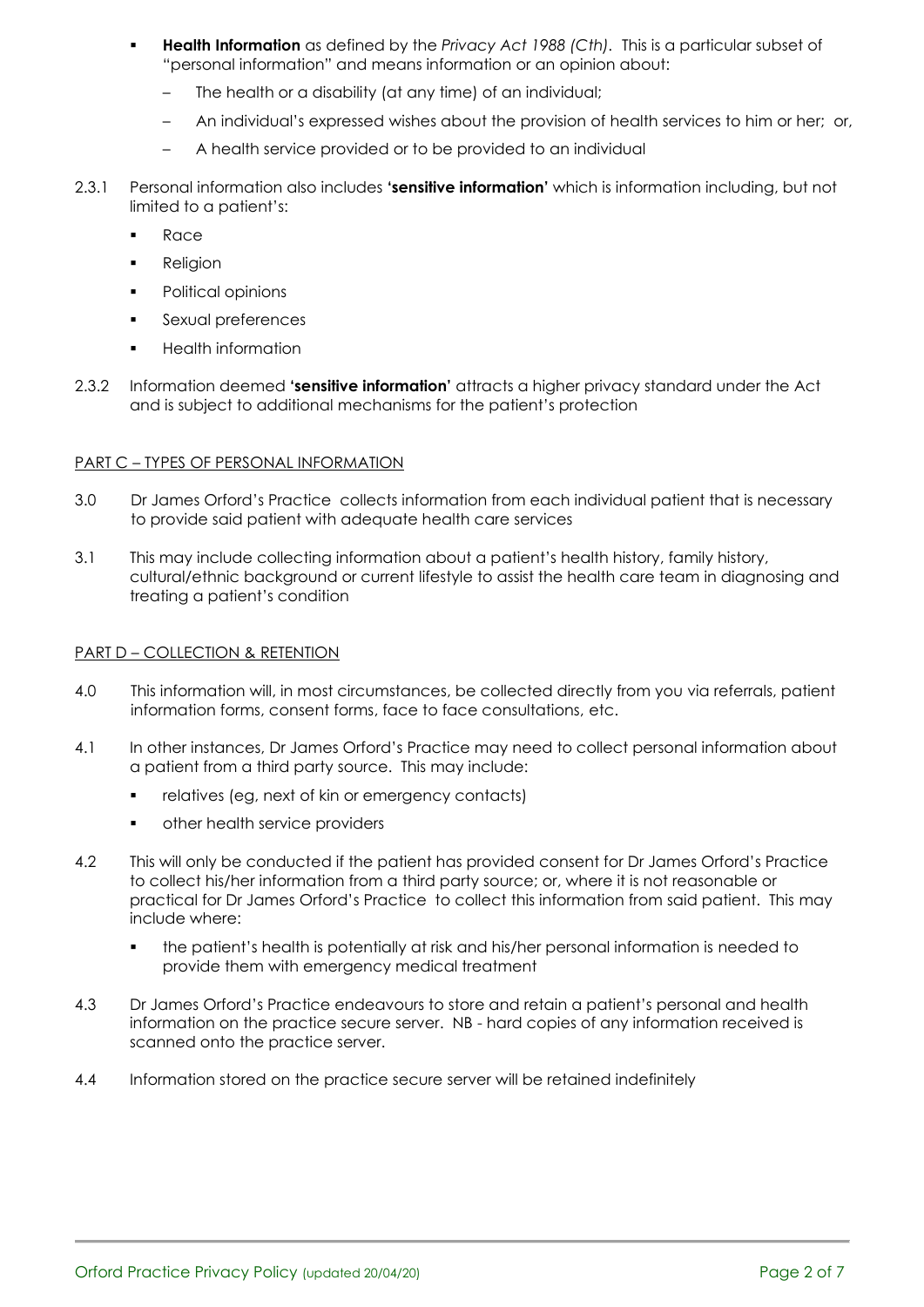- **Health Information** as defined by the *Privacy Act 1988 (Cth)*. This is a particular subset of "personal information" and means information or an opinion about:
  - The health or a disability (at any time) of an individual;
  - An individual's expressed wishes about the provision of health services to him or her; or,
  - A health service provided or to be provided to an individual

2.3.1 Personal information also includes **'sensitive information'** which is information including, but not limited to a patient's:

- Race
- Religion
- Political opinions
- Sexual preferences
- Health information

2.3.2 Information deemed **'sensitive information'** attracts a higher privacy standard under the Act and is subject to additional mechanisms for the patient's protection

## PART C – TYPES OF PERSONAL INFORMATION

3.0 Dr James Orford's Practice collects information from each individual patient that is necessary to provide said patient with adequate health care services

3.1 This may include collecting information about a patient's health history, family history, cultural/ethnic background or current lifestyle to assist the health care team in diagnosing and treating a patient's condition

## PART D – COLLECTION & RETENTION

4.0 This information will, in most circumstances, be collected directly from you via referrals, patient information forms, consent forms, face to face consultations, etc.

4.1 In other instances, Dr James Orford's Practice may need to collect personal information about a patient from a third party source. This may include:

- relatives (eg, next of kin or emergency contacts)
- other health service providers

4.2 This will only be conducted if the patient has provided consent for Dr James Orford's Practice to collect his/her information from a third party source; or, where it is not reasonable or practical for Dr James Orford's Practice to collect this information from said patient. This may include where:

- the patient's health is potentially at risk and his/her personal information is needed to provide them with emergency medical treatment

4.3 Dr James Orford's Practice endeavours to store and retain a patient's personal and health information on the practice secure server. NB - hard copies of any information received is scanned onto the practice server.

4.4 Information stored on the practice secure server will be retained indefinitely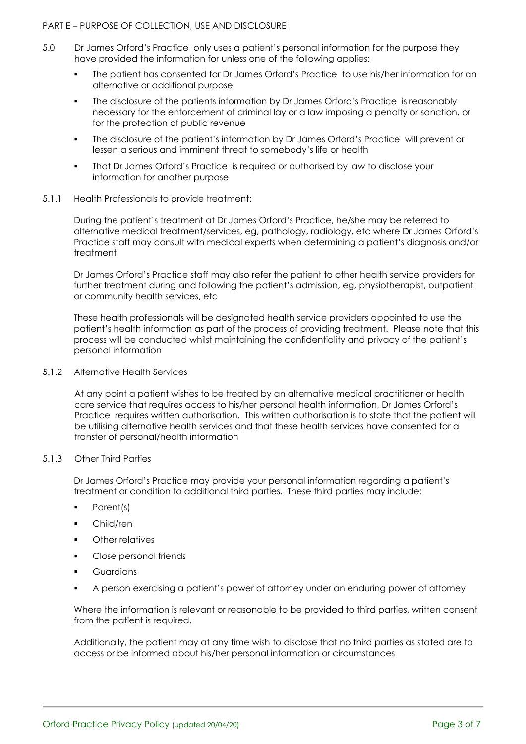PART E – PURPOSE OF COLLECTION, USE AND DISCLOSURE

5.0 Dr James Orford's Practice only uses a patient's personal information for the purpose they have provided the information for unless one of the following applies:

- The patient has consented for Dr James Orford's Practice to use his/her information for an alternative or additional purpose
- The disclosure of the patients information by Dr James Orford's Practice is reasonably necessary for the enforcement of criminal lay or a law imposing a penalty or sanction, or for the protection of public revenue
- The disclosure of the patient's information by Dr James Orford's Practice will prevent or lessen a serious and imminent threat to somebody's life or health
- That Dr James Orford's Practice is required or authorised by law to disclose your information for another purpose

5.1.1 Health Professionals to provide treatment:

During the patient's treatment at Dr James Orford's Practice, he/she may be referred to alternative medical treatment/services, eg, pathology, radiology, etc where Dr James Orford's Practice staff may consult with medical experts when determining a patient's diagnosis and/or treatment

Dr James Orford's Practice staff may also refer the patient to other health service providers for further treatment during and following the patient's admission, eg, physiotherapist, outpatient or community health services, etc

These health professionals will be designated health service providers appointed to use the patient's health information as part of the process of providing treatment. Please note that this process will be conducted whilst maintaining the confidentiality and privacy of the patient's personal information

5.1.2 Alternative Health Services

At any point a patient wishes to be treated by an alternative medical practitioner or health care service that requires access to his/her personal health information, Dr James Orford's Practice requires written authorisation. This written authorisation is to state that the patient will be utilising alternative health services and that these health services have consented for a transfer of personal/health information

5.1.3 Other Third Parties

Dr James Orford's Practice may provide your personal information regarding a patient's treatment or condition to additional third parties. These third parties may include:

- Parent(s)
- Child/ren
- Other relatives
- Close personal friends
- Guardians
- A person exercising a patient's power of attorney under an enduring power of attorney

Where the information is relevant or reasonable to be provided to third parties, written consent from the patient is required.

Additionally, the patient may at any time wish to disclose that no third parties as stated are to access or be informed about his/her personal information or circumstances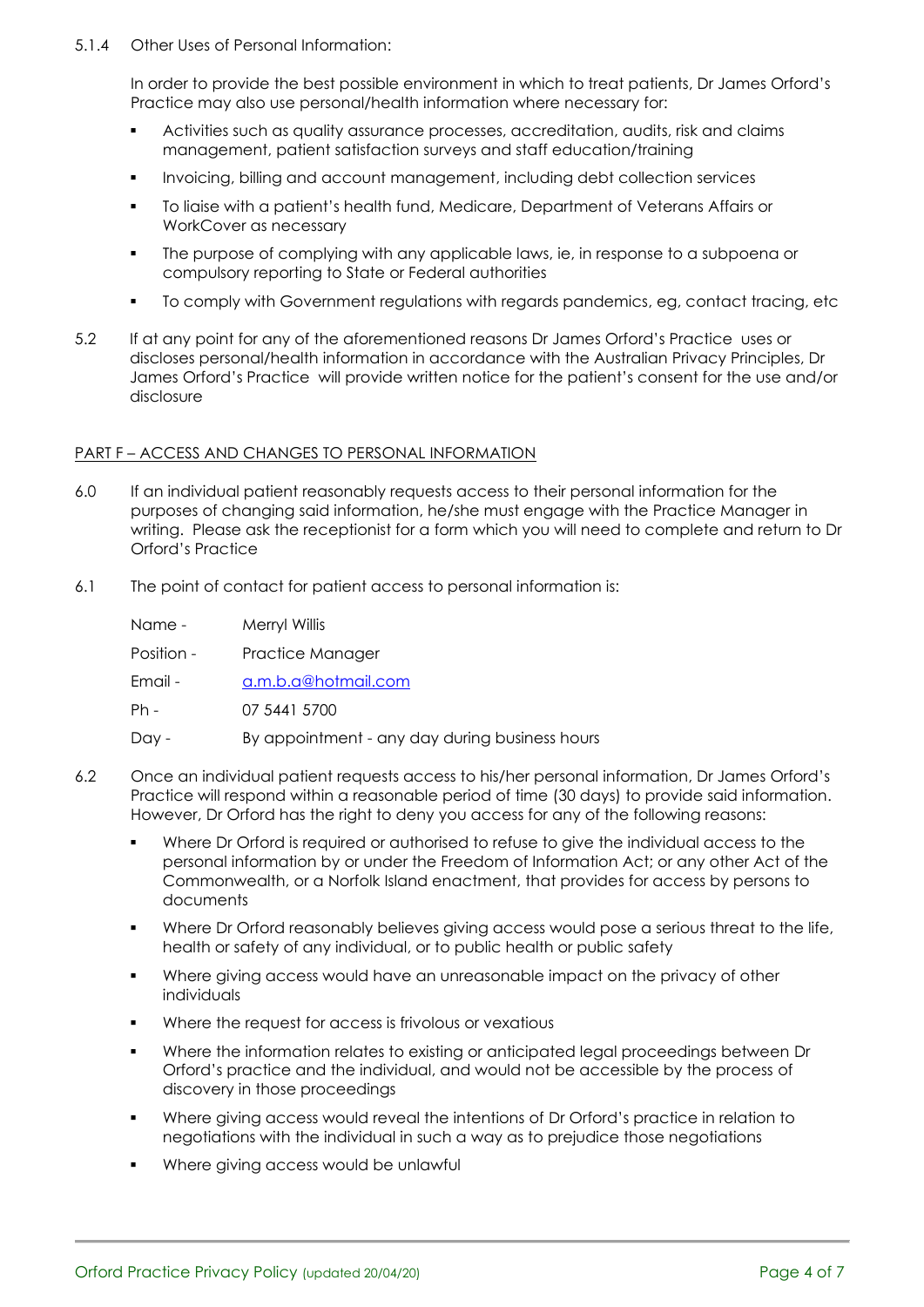5.1.4 Other Uses of Personal Information:

In order to provide the best possible environment in which to treat patients, Dr James Orford's Practice may also use personal/health information where necessary for:

- Activities such as quality assurance processes, accreditation, audits, risk and claims management, patient satisfaction surveys and staff education/training
- Invoicing, billing and account management, including debt collection services
- To liaise with a patient's health fund, Medicare, Department of Veterans Affairs or WorkCover as necessary
- The purpose of complying with any applicable laws, ie, in response to a subpoena or compulsory reporting to State or Federal authorities
- To comply with Government regulations with regards pandemics, eg, contact tracing, etc

5.2 If at any point for any of the aforementioned reasons Dr James Orford's Practice uses or discloses personal/health information in accordance with the Australian Privacy Principles, Dr James Orford's Practice will provide written notice for the patient's consent for the use and/or disclosure

## PART F – ACCESS AND CHANGES TO PERSONAL INFORMATION

6.0 If an individual patient reasonably requests access to their personal information for the purposes of changing said information, he/she must engage with the Practice Manager in writing. Please ask the receptionist for a form which you will need to complete and return to Dr Orford's Practice

6.1 The point of contact for patient access to personal information is:

Name - Merryl Willis

Position - Practice Manager

Email - a.m.b.a@hotmail.com

Ph - 07 5441 5700

Day - By appointment - any day during business hours

6.2 Once an individual patient requests access to his/her personal information, Dr James Orford's Practice will respond within a reasonable period of time (30 days) to provide said information. However, Dr Orford has the right to deny you access for any of the following reasons:

- Where Dr Orford is required or authorised to refuse to give the individual access to the personal information by or under the Freedom of Information Act; or any other Act of the Commonwealth, or a Norfolk Island enactment, that provides for access by persons to documents
- Where Dr Orford reasonably believes giving access would pose a serious threat to the life, health or safety of any individual, or to public health or public safety
- Where giving access would have an unreasonable impact on the privacy of other individuals
- Where the request for access is frivolous or vexatious
- Where the information relates to existing or anticipated legal proceedings between Dr Orford's practice and the individual, and would not be accessible by the process of discovery in those proceedings
- Where giving access would reveal the intentions of Dr Orford's practice in relation to negotiations with the individual in such a way as to prejudice those negotiations
- Where giving access would be unlawful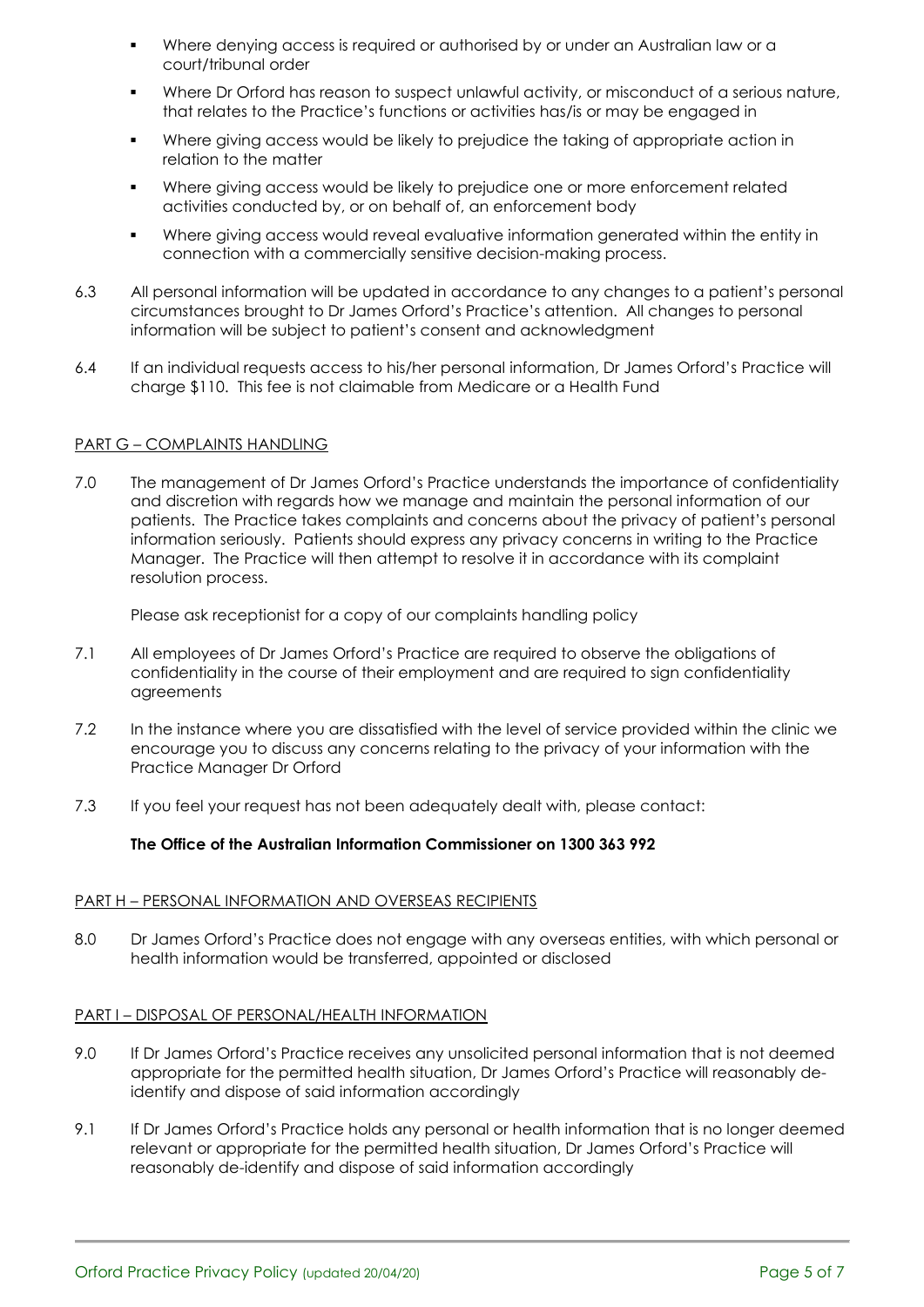- Where denying access is required or authorised by or under an Australian law or a court/tribunal order
- Where Dr Orford has reason to suspect unlawful activity, or misconduct of a serious nature, that relates to the Practice's functions or activities has/is or may be engaged in
- Where giving access would be likely to prejudice the taking of appropriate action in relation to the matter
- Where giving access would be likely to prejudice one or more enforcement related activities conducted by, or on behalf of, an enforcement body
- Where giving access would reveal evaluative information generated within the entity in connection with a commercially sensitive decision-making process.

6.3 All personal information will be updated in accordance to any changes to a patient's personal circumstances brought to Dr James Orford's Practice's attention. All changes to personal information will be subject to patient's consent and acknowledgment

6.4 If an individual requests access to his/her personal information, Dr James Orford's Practice will charge $110. This fee is not claimable from Medicare or a Health Fund

## PART G – COMPLAINTS HANDLING

7.0 The management of Dr James Orford's Practice understands the importance of confidentiality and discretion with regards how we manage and maintain the personal information of our patients. The Practice takes complaints and concerns about the privacy of patient's personal information seriously. Patients should express any privacy concerns in writing to the Practice Manager. The Practice will then attempt to resolve it in accordance with its complaint resolution process.

Please ask receptionist for a copy of our complaints handling policy

7.1 All employees of Dr James Orford's Practice are required to observe the obligations of confidentiality in the course of their employment and are required to sign confidentiality agreements

7.2 In the instance where you are dissatisfied with the level of service provided within the clinic we encourage you to discuss any concerns relating to the privacy of your information with the Practice Manager Dr Orford

7.3 If you feel your request has not been adequately dealt with, please contact:

**The Office of the Australian Information Commissioner on 1300 363 992**

## PART H – PERSONAL INFORMATION AND OVERSEAS RECIPIENTS

8.0 Dr James Orford's Practice does not engage with any overseas entities, with which personal or health information would be transferred, appointed or disclosed

## PART I – DISPOSAL OF PERSONAL/HEALTH INFORMATION

9.0 If Dr James Orford's Practice receives any unsolicited personal information that is not deemed appropriate for the permitted health situation, Dr James Orford's Practice will reasonably de-identify and dispose of said information accordingly

9.1 If Dr James Orford's Practice holds any personal or health information that is no longer deemed relevant or appropriate for the permitted health situation, Dr James Orford's Practice will reasonably de-identify and dispose of said information accordingly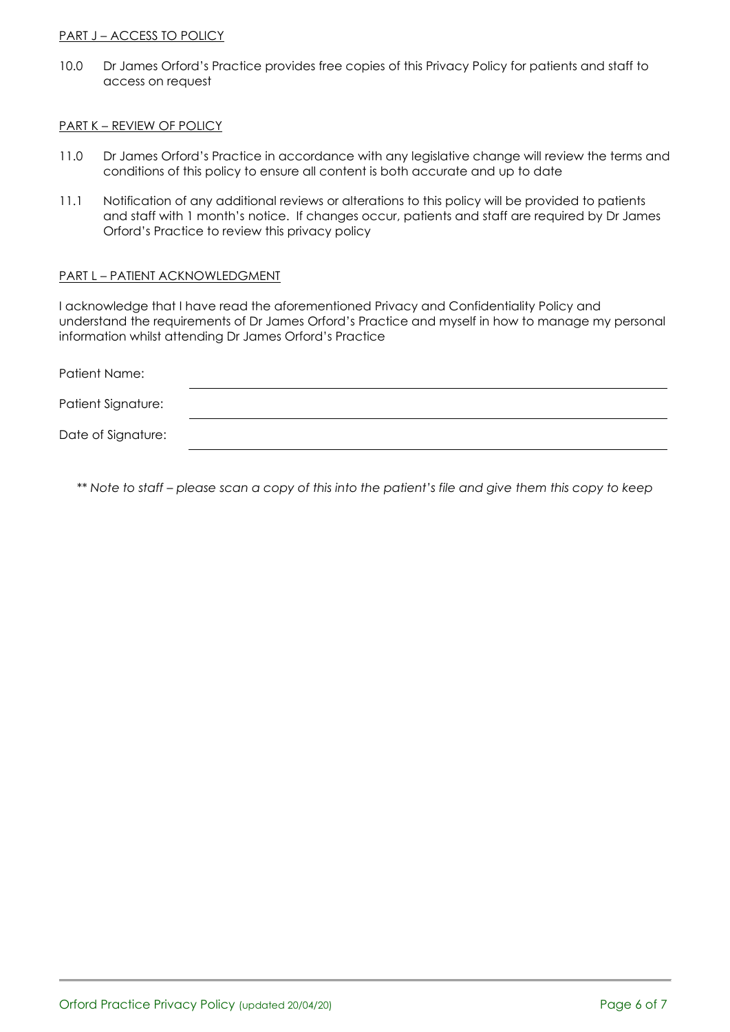PART J – ACCESS TO POLICY

10.0 Dr James Orford's Practice provides free copies of this Privacy Policy for patients and staff to access on request

PART K – REVIEW OF POLICY

11.0 Dr James Orford's Practice in accordance with any legislative change will review the terms and conditions of this policy to ensure all content is both accurate and up to date

11.1 Notification of any additional reviews or alterations to this policy will be provided to patients and staff with 1 month's notice. If changes occur, patients and staff are required by Dr James Orford's Practice to review this privacy policy

PART L – PATIENT ACKNOWLEDGMENT

I acknowledge that I have read the aforementioned Privacy and Confidentiality Policy and understand the requirements of Dr James Orford's Practice and myself in how to manage my personal information whilst attending Dr James Orford's Practice

Patient Name: ______________________________

Patient Signature: ______________________________

Date of Signature: ______________________________

*** Note to staff – please scan a copy of this into the patient's file and give them this copy to keep*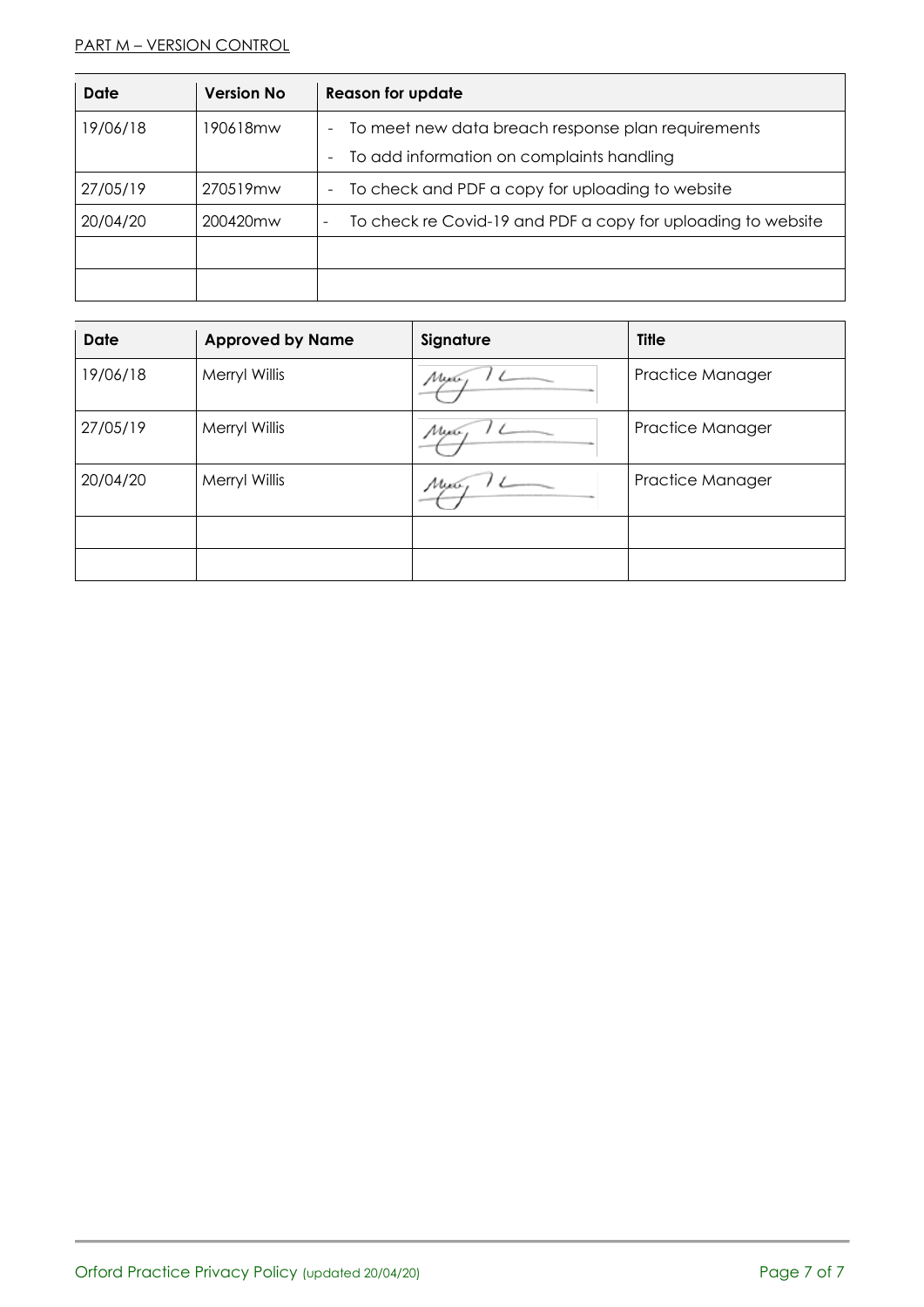PART M – VERSION CONTROL

| Date | Version No | Reason for update |
|---|---|---|
| 19/06/18 | 190618mw | - To meet new data breach response plan requirements<br>- To add information on complaints handling |
| 27/05/19 | 270519mw | - To check and PDF a copy for uploading to website |
| 20/04/20 | 200420mw | - To check re Covid-19 and PDF a copy for uploading to website |
| | | |
| | | |

| Date | Approved by Name | Signature | Title |
|---|---|---|---|
| 19/06/18 | Merryl Willis | | Practice Manager |
| 27/05/19 | Merryl Willis | | Practice Manager |
| 20/04/20 | Merryl Willis | | Practice Manager |
| | | | |
| | | | |